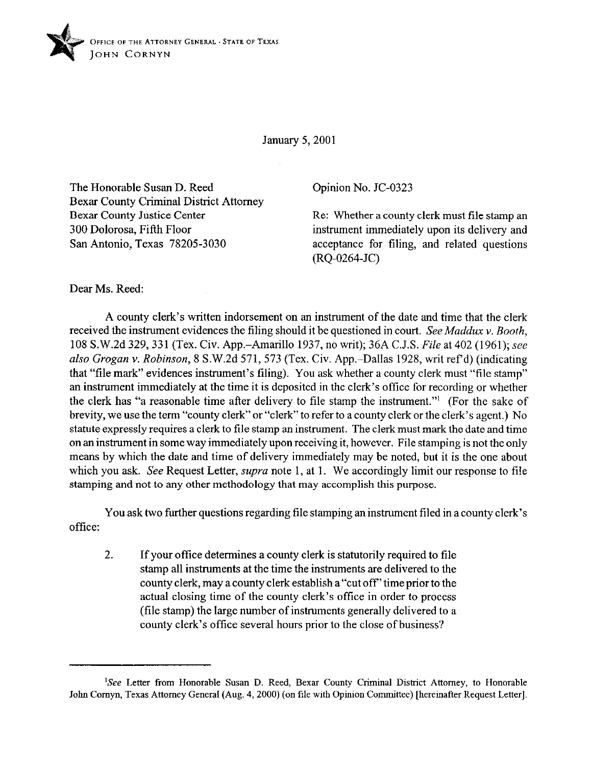OFFICE OF THE ATTORNEY GENERAL · STATE OF TEXAS
JOHN CORNYN

January 5, 2001

The Honorable Susan D. Reed
Bexar County Criminal District Attorney
Bexar County Justice Center
300 Dolorosa, Fifth Floor
San Antonio, Texas 78205-3030

Opinion No. JC-0323

Re: Whether a county clerk must file stamp an instrument immediately upon its delivery and acceptance for filing, and related questions (RQ-0264-JC)

Dear Ms. Reed:

A county clerk's written indorsement on an instrument of the date and time that the clerk received the instrument evidences the filing should it be questioned in court. *See Maddux v. Booth*, 108 S.W.2d 329, 331 (Tex. Civ. App.–Amarillo 1937, no writ); 36A C.J.S. *File* at 402 (1961); *see also Grogan v. Robinson*, 8 S.W.2d 571, 573 (Tex. Civ. App.–Dallas 1928, writ ref'd) (indicating that "file mark" evidences instrument's filing). You ask whether a county clerk must "file stamp" an instrument immediately at the time it is deposited in the clerk's office for recording or whether the clerk has "a reasonable time after delivery to file stamp the instrument."[1] (For the sake of brevity, we use the term "county clerk" or "clerk" to refer to a county clerk or the clerk's agent.) No statute expressly requires a clerk to file stamp an instrument. The clerk must mark the date and time on an instrument in some way immediately upon receiving it, however. File stamping is not the only means by which the date and time of delivery immediately may be noted, but it is the one about which you ask. *See* Request Letter, *supra* note 1, at 1. We accordingly limit our response to file stamping and not to any other methodology that may accomplish this purpose.

You ask two further questions regarding file stamping an instrument filed in a county clerk's office:

> 2. If your office determines a county clerk is statutorily required to file stamp all instruments at the time the instruments are delivered to the county clerk, may a county clerk establish a "cut off" time prior to the actual closing time of the county clerk's office in order to process (file stamp) the large number of instruments generally delivered to a county clerk's office several hours prior to the close of business?

---

[1]*See* Letter from Honorable Susan D. Reed, Bexar County Criminal District Attorney, to Honorable John Cornyn, Texas Attorney General (Aug. 4, 2000) (on file with Opinion Committee) [hereinafter Request Letter].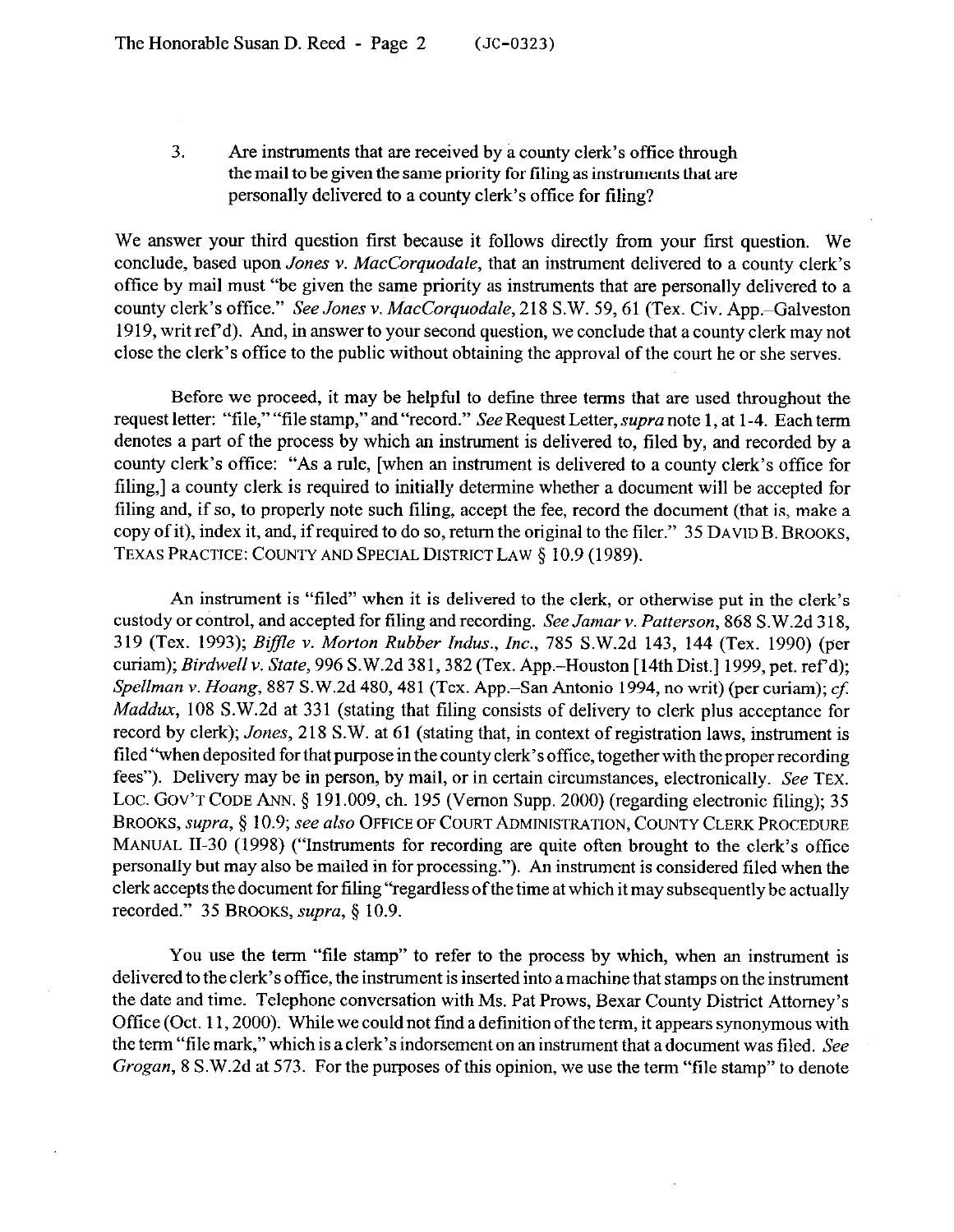3. Are instruments that are received by a county clerk's office through the mail to be given the same priority for filing as instruments that are personally delivered to a county clerk's office for filing?

We answer your third question first because it follows directly from your first question. We conclude, based upon *Jones v. MacCorquodale*, that an instrument delivered to a county clerk's office by mail must "be given the same priority as instruments that are personally delivered to a county clerk's office." *See Jones v. MacCorquodale*, 218 S.W. 59, 61 (Tex. Civ. App.–Galveston 1919, writ ref'd). And, in answer to your second question, we conclude that a county clerk may not close the clerk's office to the public without obtaining the approval of the court he or she serves.

Before we proceed, it may be helpful to define three terms that are used throughout the request letter: "file," "file stamp," and "record." *See* Request Letter, *supra* note 1, at 1-4. Each term denotes a part of the process by which an instrument is delivered to, filed by, and recorded by a county clerk's office: "As a rule, [when an instrument is delivered to a county clerk's office for filing,] a county clerk is required to initially determine whether a document will be accepted for filing and, if so, to properly note such filing, accept the fee, record the document (that is, make a copy of it), index it, and, if required to do so, return the original to the filer." 35 DAVID B. BROOKS, TEXAS PRACTICE: COUNTY AND SPECIAL DISTRICT LAW § 10.9 (1989).

An instrument is "filed" when it is delivered to the clerk, or otherwise put in the clerk's custody or control, and accepted for filing and recording. *See Jamar v. Patterson*, 868 S.W.2d 318, 319 (Tex. 1993); *Biffle v. Morton Rubber Indus., Inc.*, 785 S.W.2d 143, 144 (Tex. 1990) (per curiam); *Birdwell v. State*, 996 S.W.2d 381, 382 (Tex. App.–Houston [14th Dist.] 1999, pet. ref'd); *Spellman v. Hoang*, 887 S.W.2d 480, 481 (Tex. App.–San Antonio 1994, no writ) (per curiam); *cf. Maddux*, 108 S.W.2d at 331 (stating that filing consists of delivery to clerk plus acceptance for record by clerk); *Jones*, 218 S.W. at 61 (stating that, in context of registration laws, instrument is filed "when deposited for that purpose in the county clerk's office, together with the proper recording fees"). Delivery may be in person, by mail, or in certain circumstances, electronically. *See* TEX. LOC. GOV'T CODE ANN. § 191.009, ch. 195 (Vernon Supp. 2000) (regarding electronic filing); 35 BROOKS, *supra*, § 10.9; *see also* OFFICE OF COURT ADMINISTRATION, COUNTY CLERK PROCEDURE MANUAL II-30 (1998) ("Instruments for recording are quite often brought to the clerk's office personally but may also be mailed in for processing."). An instrument is considered filed when the clerk accepts the document for filing "regardless of the time at which it may subsequently be actually recorded." 35 BROOKS, *supra*, § 10.9.

You use the term "file stamp" to refer to the process by which, when an instrument is delivered to the clerk's office, the instrument is inserted into a machine that stamps on the instrument the date and time. Telephone conversation with Ms. Pat Prows, Bexar County District Attorney's Office (Oct. 11, 2000). While we could not find a definition of the term, it appears synonymous with the term "file mark," which is a clerk's indorsement on an instrument that a document was filed. *See Grogan*, 8 S.W.2d at 573. For the purposes of this opinion, we use the term "file stamp" to denote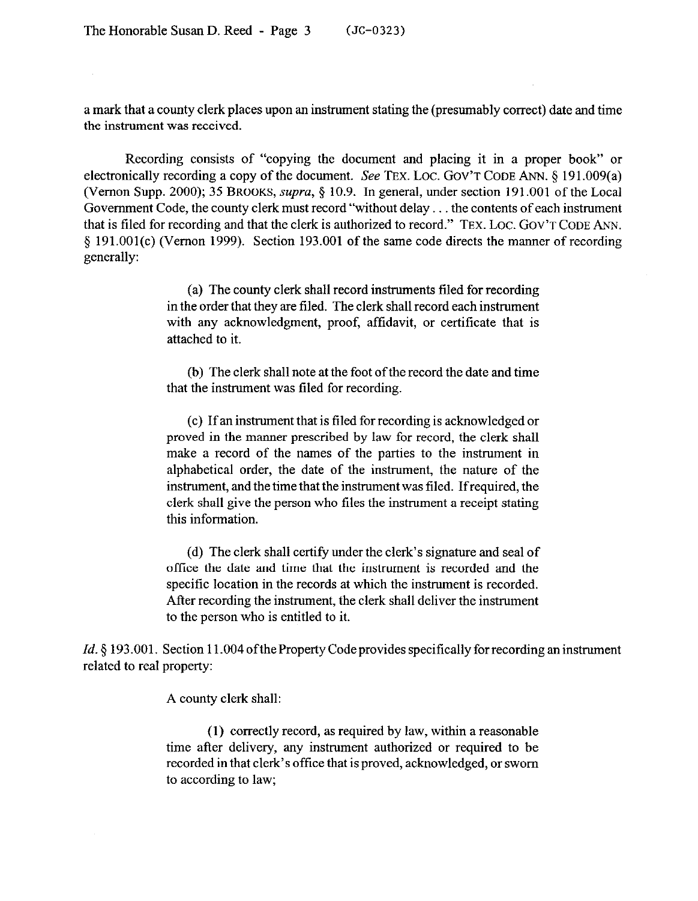a mark that a county clerk places upon an instrument stating the (presumably correct) date and time the instrument was received.

Recording consists of "copying the document and placing it in a proper book" or electronically recording a copy of the document. *See* TEX. LOC. GOV'T CODE ANN. § 191.009(a) (Vernon Supp. 2000); 35 BROOKS, *supra*, § 10.9. In general, under section 191.001 of the Local Government Code, the county clerk must record "without delay . . . the contents of each instrument that is filed for recording and that the clerk is authorized to record." TEX. LOC. GOV'T CODE ANN. § 191.001(c) (Vernon 1999). Section 193.001 of the same code directs the manner of recording generally:

> (a) The county clerk shall record instruments filed for recording in the order that they are filed. The clerk shall record each instrument with any acknowledgment, proof, affidavit, or certificate that is attached to it.
>
> (b) The clerk shall note at the foot of the record the date and time that the instrument was filed for recording.
>
> (c) If an instrument that is filed for recording is acknowledged or proved in the manner prescribed by law for record, the clerk shall make a record of the names of the parties to the instrument in alphabetical order, the date of the instrument, the nature of the instrument, and the time that the instrument was filed. If required, the clerk shall give the person who files the instrument a receipt stating this information.
>
> (d) The clerk shall certify under the clerk's signature and seal of office the date and time that the instrument is recorded and the specific location in the records at which the instrument is recorded. After recording the instrument, the clerk shall deliver the instrument to the person who is entitled to it.

*Id.* § 193.001. Section 11.004 of the Property Code provides specifically for recording an instrument related to real property:

> A county clerk shall:
>
> (1) correctly record, as required by law, within a reasonable time after delivery, any instrument authorized or required to be recorded in that clerk's office that is proved, acknowledged, or sworn to according to law;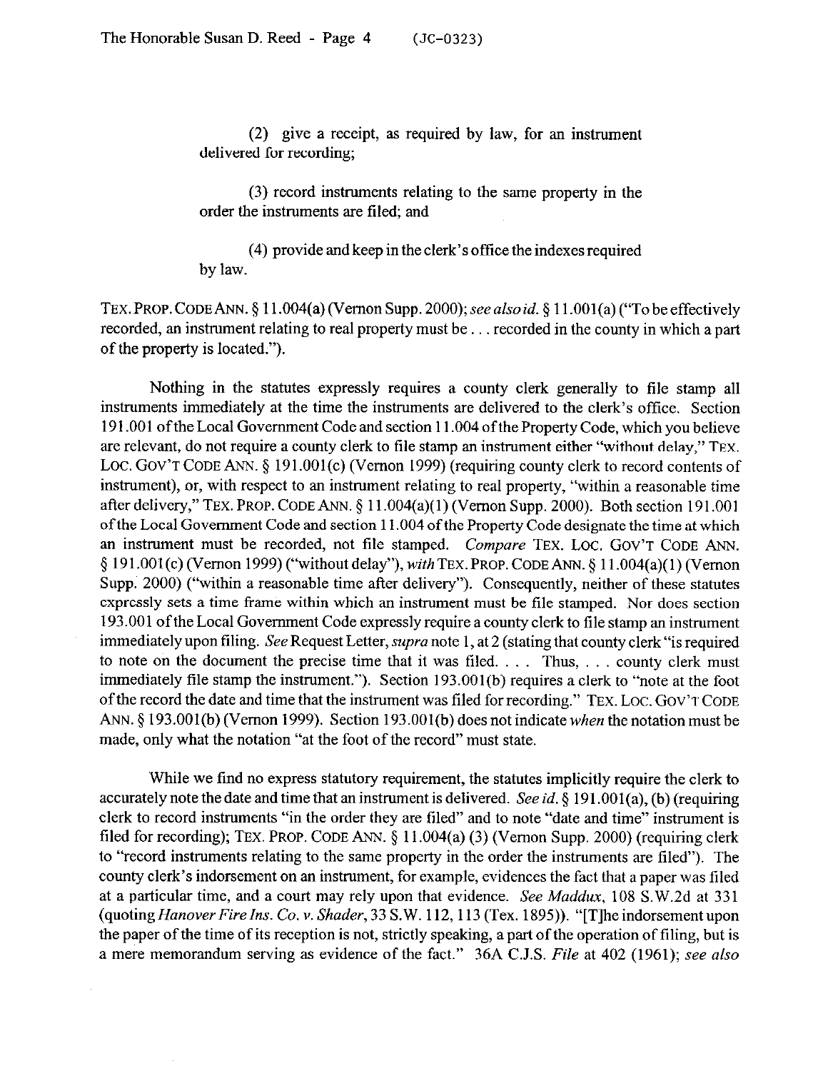(2) give a receipt, as required by law, for an instrument delivered for recording;

(3) record instruments relating to the same property in the order the instruments are filed; and

(4) provide and keep in the clerk's office the indexes required by law.

TEX. PROP. CODE ANN. § 11.004(a) (Vernon Supp. 2000); *see also id.* § 11.001(a) ("To be effectively recorded, an instrument relating to real property must be . . . recorded in the county in which a part of the property is located.").

Nothing in the statutes expressly requires a county clerk generally to file stamp all instruments immediately at the time the instruments are delivered to the clerk's office. Section 191.001 of the Local Government Code and section 11.004 of the Property Code, which you believe are relevant, do not require a county clerk to file stamp an instrument either "without delay," TEX. LOC. GOV'T CODE ANN. § 191.001(c) (Vernon 1999) (requiring county clerk to record contents of instrument), or, with respect to an instrument relating to real property, "within a reasonable time after delivery," TEX. PROP. CODE ANN. § 11.004(a)(1) (Vernon Supp. 2000). Both section 191.001 of the Local Government Code and section 11.004 of the Property Code designate the time at which an instrument must be recorded, not file stamped. *Compare* TEX. LOC. GOV'T CODE ANN. § 191.001(c) (Vernon 1999) ("without delay"), *with* TEX. PROP. CODE ANN. § 11.004(a)(1) (Vernon Supp. 2000) ("within a reasonable time after delivery"). Consequently, neither of these statutes expressly sets a time frame within which an instrument must be file stamped. Nor does section 193.001 of the Local Government Code expressly require a county clerk to file stamp an instrument immediately upon filing. *See* Request Letter, *supra* note 1, at 2 (stating that county clerk "is required to note on the document the precise time that it was filed. . . . Thus, . . . county clerk must immediately file stamp the instrument."). Section 193.001(b) requires a clerk to "note at the foot of the record the date and time that the instrument was filed for recording." TEX. LOC. GOV'T CODE ANN. § 193.001(b) (Vernon 1999). Section 193.001(b) does not indicate *when* the notation must be made, only what the notation "at the foot of the record" must state.

While we find no express statutory requirement, the statutes implicitly require the clerk to accurately note the date and time that an instrument is delivered. *See id.* § 191.001(a), (b) (requiring clerk to record instruments "in the order they are filed" and to note "date and time" instrument is filed for recording); TEX. PROP. CODE ANN. § 11.004(a) (3) (Vernon Supp. 2000) (requiring clerk to "record instruments relating to the same property in the order the instruments are filed"). The county clerk's indorsement on an instrument, for example, evidences the fact that a paper was filed at a particular time, and a court may rely upon that evidence. *See Maddux*, 108 S.W.2d at 331 (quoting *Hanover Fire Ins. Co. v. Shader*, 33 S.W. 112, 113 (Tex. 1895)). "[T]he indorsement upon the paper of the time of its reception is not, strictly speaking, a part of the operation of filing, but is a mere memorandum serving as evidence of the fact." 36A C.J.S. *File* at 402 (1961); *see also*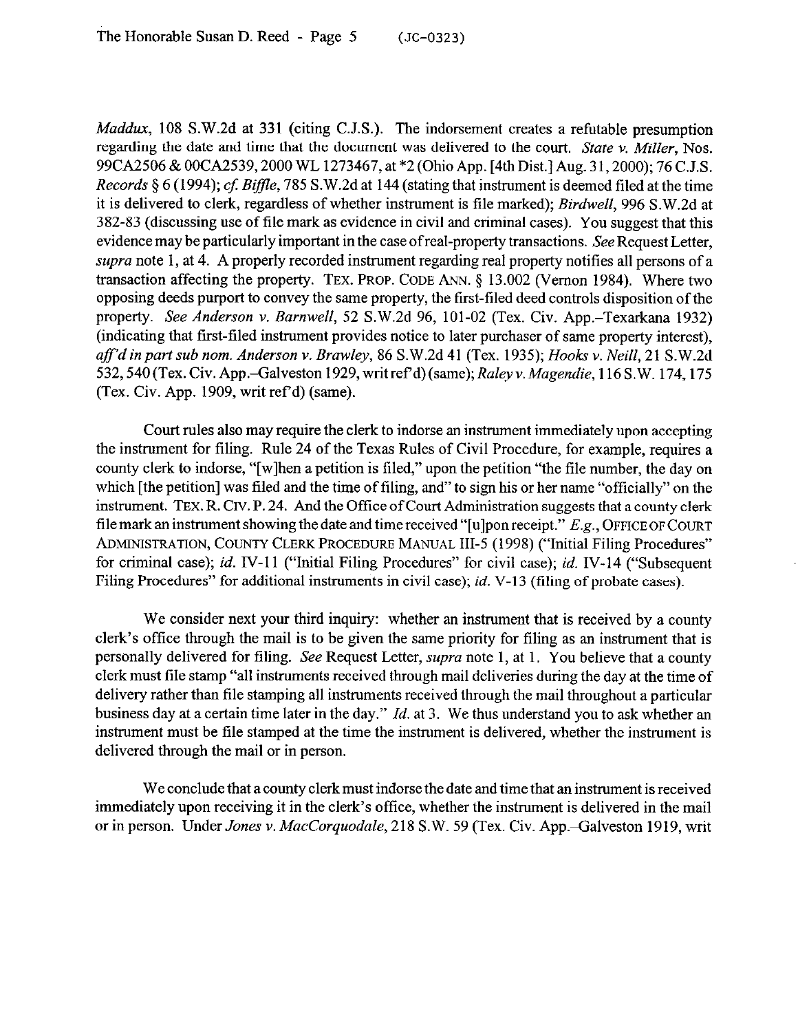*Maddux*, 108 S.W.2d at 331 (citing C.J.S.). The indorsement creates a refutable presumption regarding the date and time that the document was delivered to the court. *State v. Miller*, Nos. 99CA2506 & 00CA2539, 2000 WL 1273467, at *2 (Ohio App. [4th Dist.] Aug. 31, 2000); 76 C.J.S. *Records* § 6 (1994); *cf. Biffle*, 785 S.W.2d at 144 (stating that instrument is deemed filed at the time it is delivered to clerk, regardless of whether instrument is file marked); *Birdwell*, 996 S.W.2d at 382-83 (discussing use of file mark as evidence in civil and criminal cases). You suggest that this evidence may be particularly important in the case of real-property transactions. *See* Request Letter, *supra* note 1, at 4. A properly recorded instrument regarding real property notifies all persons of a transaction affecting the property. TEX. PROP. CODE ANN. § 13.002 (Vernon 1984). Where two opposing deeds purport to convey the same property, the first-filed deed controls disposition of the property. *See Anderson v. Barnwell*, 52 S.W.2d 96, 101-02 (Tex. Civ. App.–Texarkana 1932) (indicating that first-filed instrument provides notice to later purchaser of same property interest), *aff'd in part sub nom. Anderson v. Brawley*, 86 S.W.2d 41 (Tex. 1935); *Hooks v. Neill*, 21 S.W.2d 532, 540 (Tex. Civ. App.–Galveston 1929, writ ref'd) (same); *Raley v. Magendie*, 116 S.W. 174, 175 (Tex. Civ. App. 1909, writ ref'd) (same).

Court rules also may require the clerk to indorse an instrument immediately upon accepting the instrument for filing. Rule 24 of the Texas Rules of Civil Procedure, for example, requires a county clerk to indorse, "[w]hen a petition is filed," upon the petition "the file number, the day on which [the petition] was filed and the time of filing, and" to sign his or her name "officially" on the instrument. TEX. R. CIV. P. 24. And the Office of Court Administration suggests that a county clerk file mark an instrument showing the date and time received "[u]pon receipt." *E.g.*, OFFICE OF COURT ADMINISTRATION, COUNTY CLERK PROCEDURE MANUAL III-5 (1998) ("Initial Filing Procedures" for criminal case); *id.* IV-11 ("Initial Filing Procedures" for civil case); *id.* IV-14 ("Subsequent Filing Procedures" for additional instruments in civil case); *id.* V-13 (filing of probate cases).

We consider next your third inquiry: whether an instrument that is received by a county clerk's office through the mail is to be given the same priority for filing as an instrument that is personally delivered for filing. *See* Request Letter, *supra* note 1, at 1. You believe that a county clerk must file stamp "all instruments received through mail deliveries during the day at the time of delivery rather than file stamping all instruments received through the mail throughout a particular business day at a certain time later in the day." *Id.* at 3. We thus understand you to ask whether an instrument must be file stamped at the time the instrument is delivered, whether the instrument is delivered through the mail or in person.

We conclude that a county clerk must indorse the date and time that an instrument is received immediately upon receiving it in the clerk's office, whether the instrument is delivered in the mail or in person. Under *Jones v. MacCorquodale*, 218 S.W. 59 (Tex. Civ. App.–Galveston 1919, writ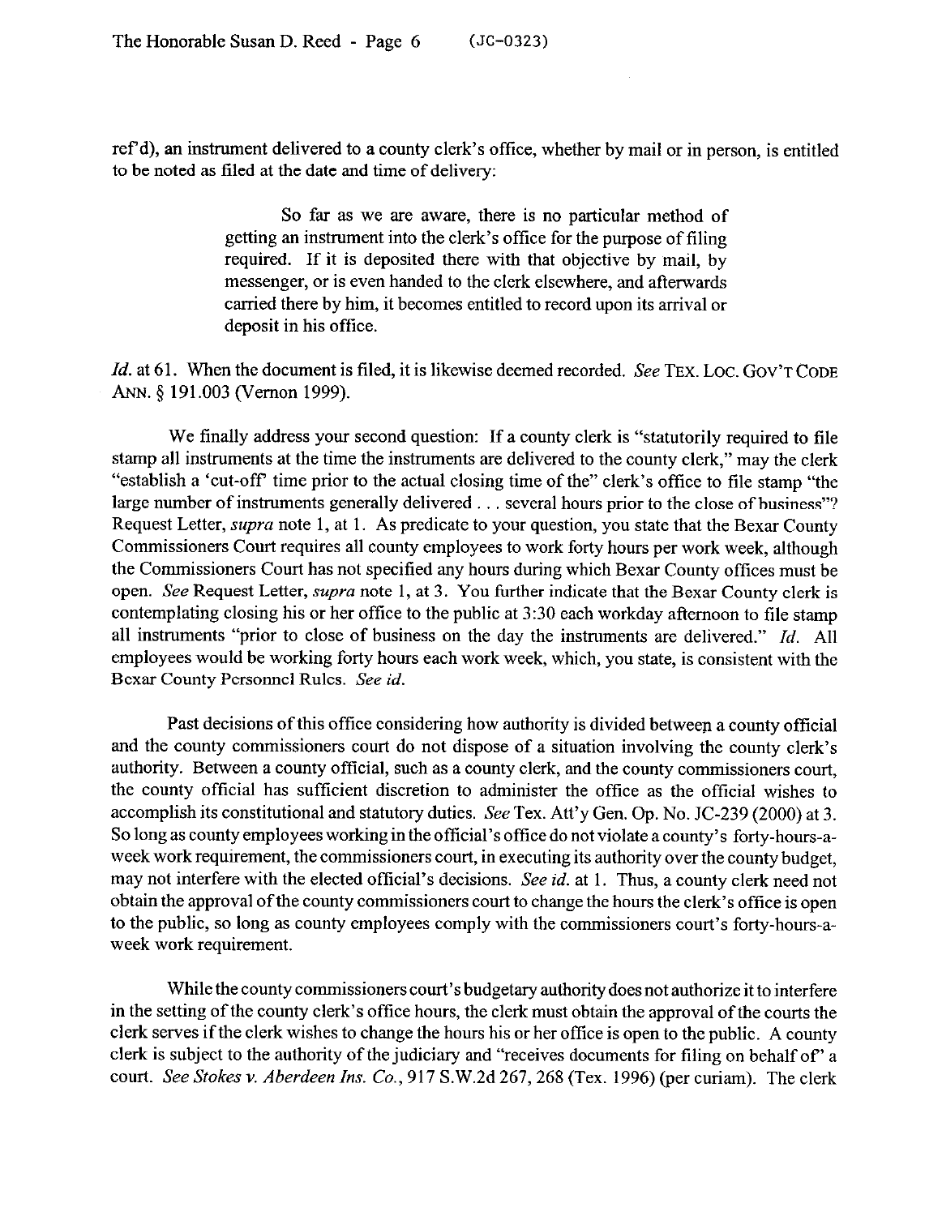ref'd), an instrument delivered to a county clerk's office, whether by mail or in person, is entitled to be noted as filed at the date and time of delivery:

> So far as we are aware, there is no particular method of getting an instrument into the clerk's office for the purpose of filing required. If it is deposited there with that objective by mail, by messenger, or is even handed to the clerk elsewhere, and afterwards carried there by him, it becomes entitled to record upon its arrival or deposit in his office.

*Id.* at 61. When the document is filed, it is likewise deemed recorded. *See* TEX. LOC. GOV'T CODE ANN. § 191.003 (Vernon 1999).

We finally address your second question: If a county clerk is "statutorily required to file stamp all instruments at the time the instruments are delivered to the county clerk," may the clerk "establish a 'cut-off' time prior to the actual closing time of the" clerk's office to file stamp "the large number of instruments generally delivered . . . several hours prior to the close of business"? Request Letter, *supra* note 1, at 1. As predicate to your question, you state that the Bexar County Commissioners Court requires all county employees to work forty hours per work week, although the Commissioners Court has not specified any hours during which Bexar County offices must be open. *See* Request Letter, *supra* note 1, at 3. You further indicate that the Bexar County clerk is contemplating closing his or her office to the public at 3:30 each workday afternoon to file stamp all instruments "prior to close of business on the day the instruments are delivered." *Id.* All employees would be working forty hours each work week, which, you state, is consistent with the Bexar County Personnel Rules. *See id.*

Past decisions of this office considering how authority is divided between a county official and the county commissioners court do not dispose of a situation involving the county clerk's authority. Between a county official, such as a county clerk, and the county commissioners court, the county official has sufficient discretion to administer the office as the official wishes to accomplish its constitutional and statutory duties. *See* Tex. Att'y Gen. Op. No. JC-239 (2000) at 3. So long as county employees working in the official's office do not violate a county's forty-hours-a-week work requirement, the commissioners court, in executing its authority over the county budget, may not interfere with the elected official's decisions. *See id.* at 1. Thus, a county clerk need not obtain the approval of the county commissioners court to change the hours the clerk's office is open to the public, so long as county employees comply with the commissioners court's forty-hours-a-week work requirement.

While the county commissioners court's budgetary authority does not authorize it to interfere in the setting of the county clerk's office hours, the clerk must obtain the approval of the courts the clerk serves if the clerk wishes to change the hours his or her office is open to the public. A county clerk is subject to the authority of the judiciary and "receives documents for filing on behalf of" a court. *See Stokes v. Aberdeen Ins. Co.*, 917 S.W.2d 267, 268 (Tex. 1996) (per curiam). The clerk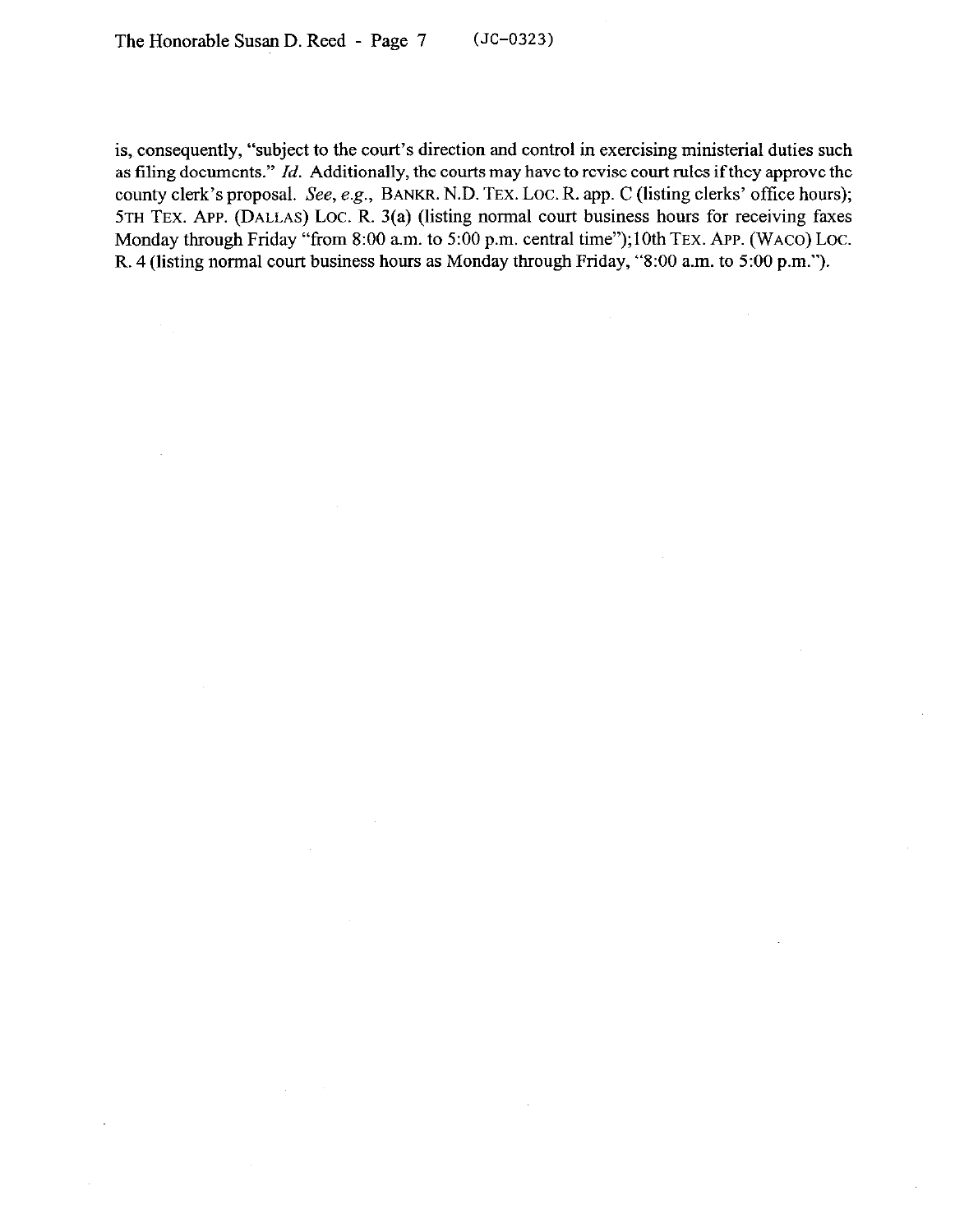is, consequently, "subject to the court's direction and control in exercising ministerial duties such as filing documents." *Id.* Additionally, the courts may have to revise court rules if they approve the county clerk's proposal. *See, e.g.*, BANKR. N.D. TEX. LOC. R. app. C (listing clerks' office hours); 5TH TEX. APP. (DALLAS) LOC. R. 3(a) (listing normal court business hours for receiving faxes Monday through Friday "from 8:00 a.m. to 5:00 p.m. central time"); 10th TEX. APP. (WACO) LOC. R. 4 (listing normal court business hours as Monday through Friday, "8:00 a.m. to 5:00 p.m.").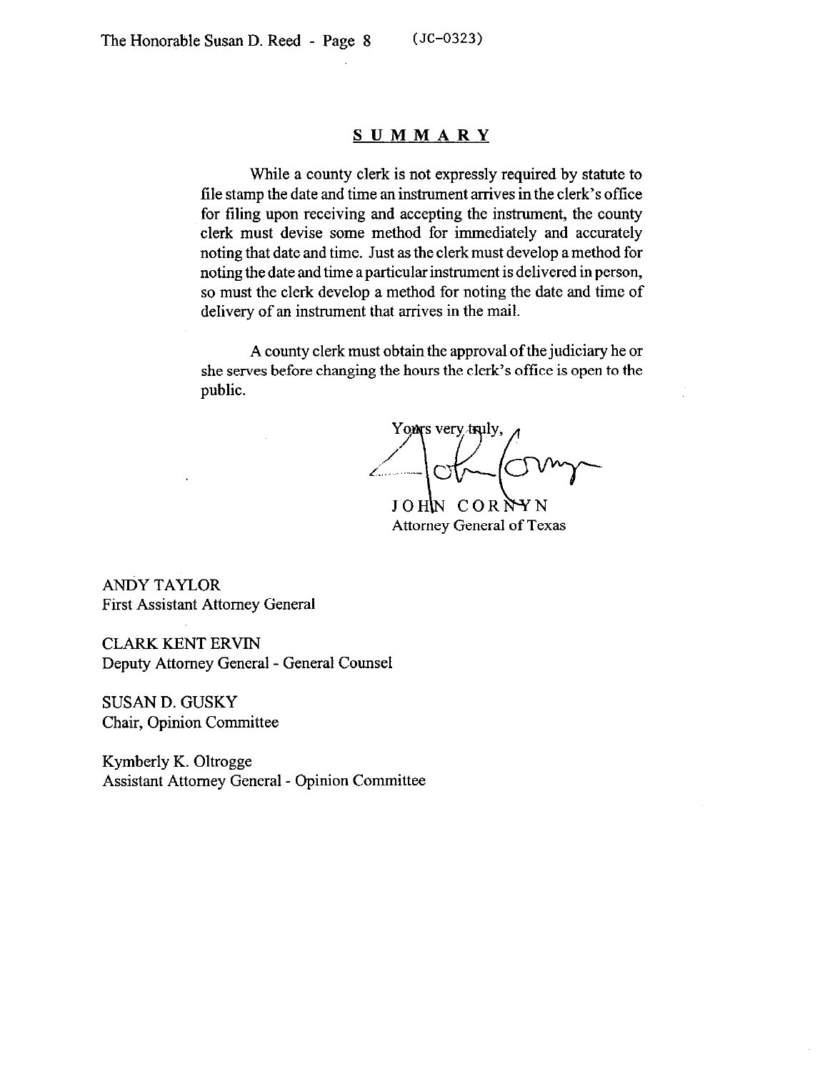## SUMMARY

While a county clerk is not expressly required by statute to file stamp the date and time an instrument arrives in the clerk's office for filing upon receiving and accepting the instrument, the county clerk must devise some method for immediately and accurately noting that date and time. Just as the clerk must develop a method for noting the date and time a particular instrument is delivered in person, so must the clerk develop a method for noting the date and time of delivery of an instrument that arrives in the mail.

A county clerk must obtain the approval of the judiciary he or she serves before changing the hours the clerk's office is open to the public.

Yours very truly,

JOHN CORNYN
Attorney General of Texas

ANDY TAYLOR
First Assistant Attorney General

CLARK KENT ERVIN
Deputy Attorney General - General Counsel

SUSAN D. GUSKY
Chair, Opinion Committee

Kymberly K. Oltrogge
Assistant Attorney General - Opinion Committee